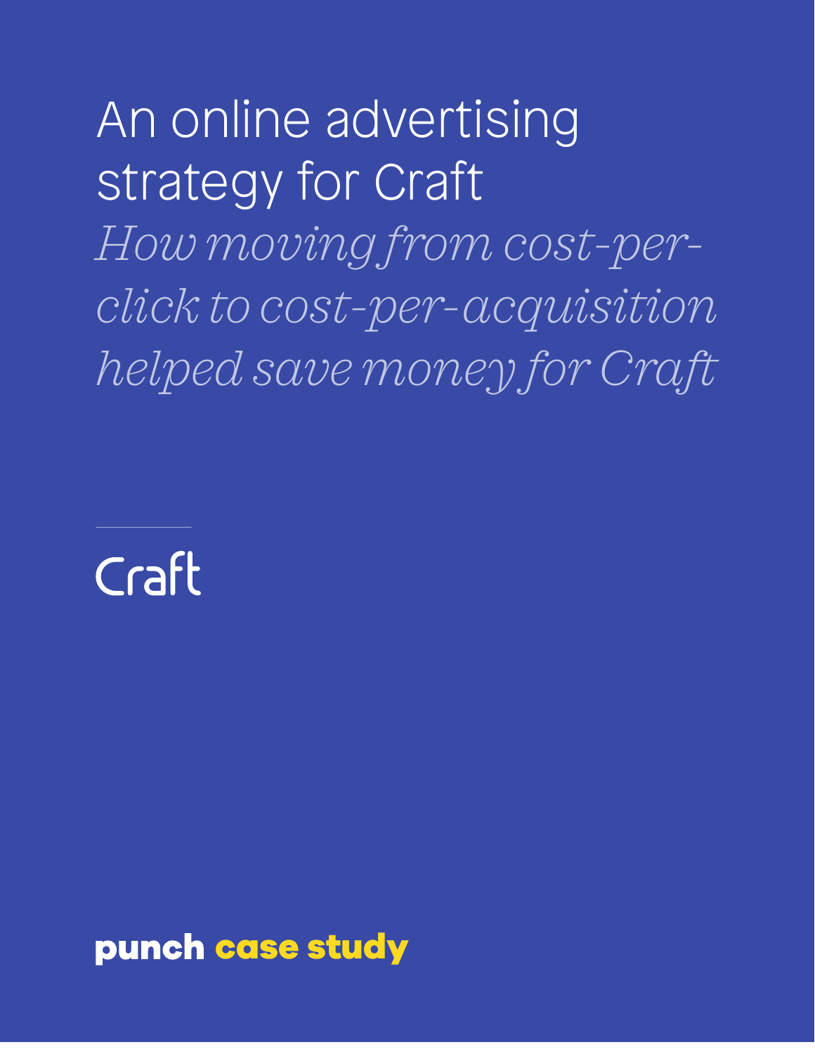# An online advertising strategy for Craft

*How moving from cost-per-click to cost-per-acquisition helped save money for Craft*

Craft

**punch case study**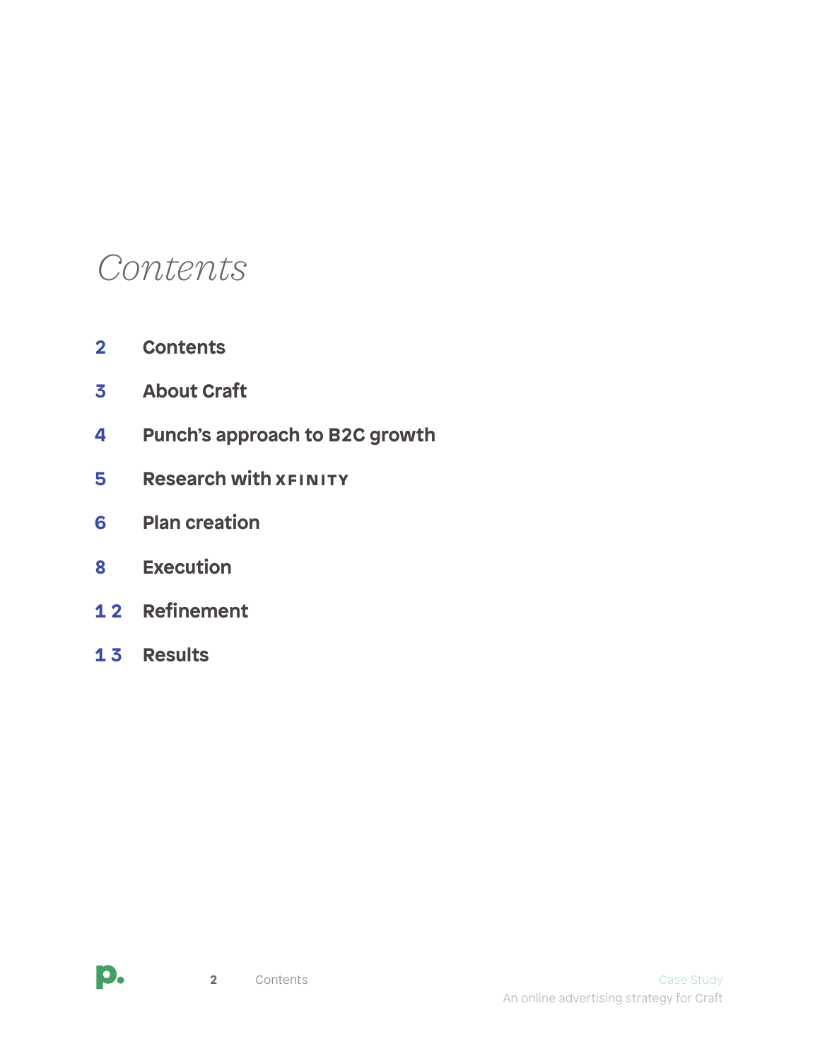# *Contents*

| | |
|---|---|
| 2 | Contents |
| 3 | About Craft |
| 4 | Punch's approach to B2C growth |
| 5 | Research with XFINITY |
| 6 | Plan creation |
| 8 | Execution |
| 12 | Refinement |
| 13 | Results |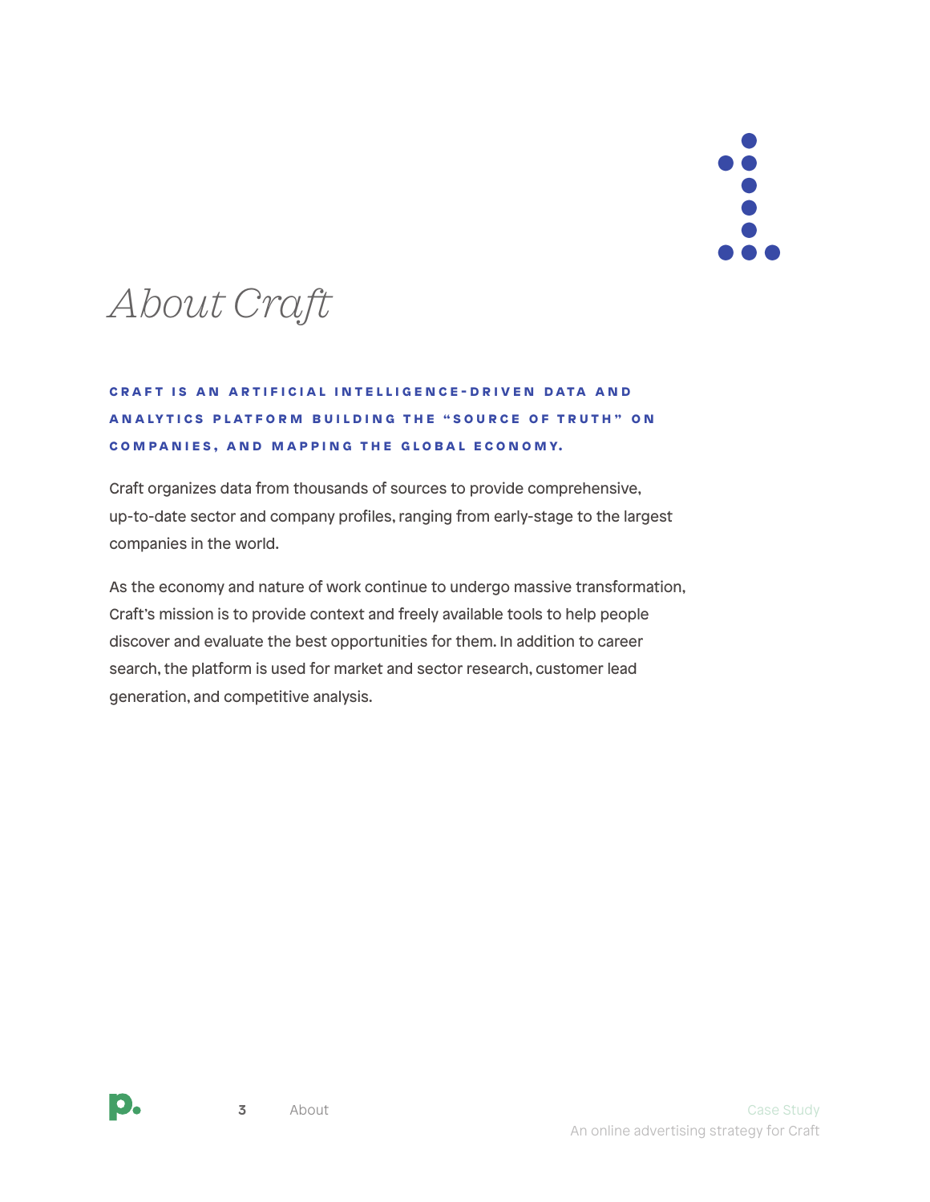# *About Craft*

**CRAFT IS AN ARTIFICIAL INTELLIGENCE-DRIVEN DATA AND ANALYTICS PLATFORM BUILDING THE "SOURCE OF TRUTH" ON COMPANIES, AND MAPPING THE GLOBAL ECONOMY.**

Craft organizes data from thousands of sources to provide comprehensive, up-to-date sector and company profiles, ranging from early-stage to the largest companies in the world.

As the economy and nature of work continue to undergo massive transformation, Craft's mission is to provide context and freely available tools to help people discover and evaluate the best opportunities for them. In addition to career search, the platform is used for market and sector research, customer lead generation, and competitive analysis.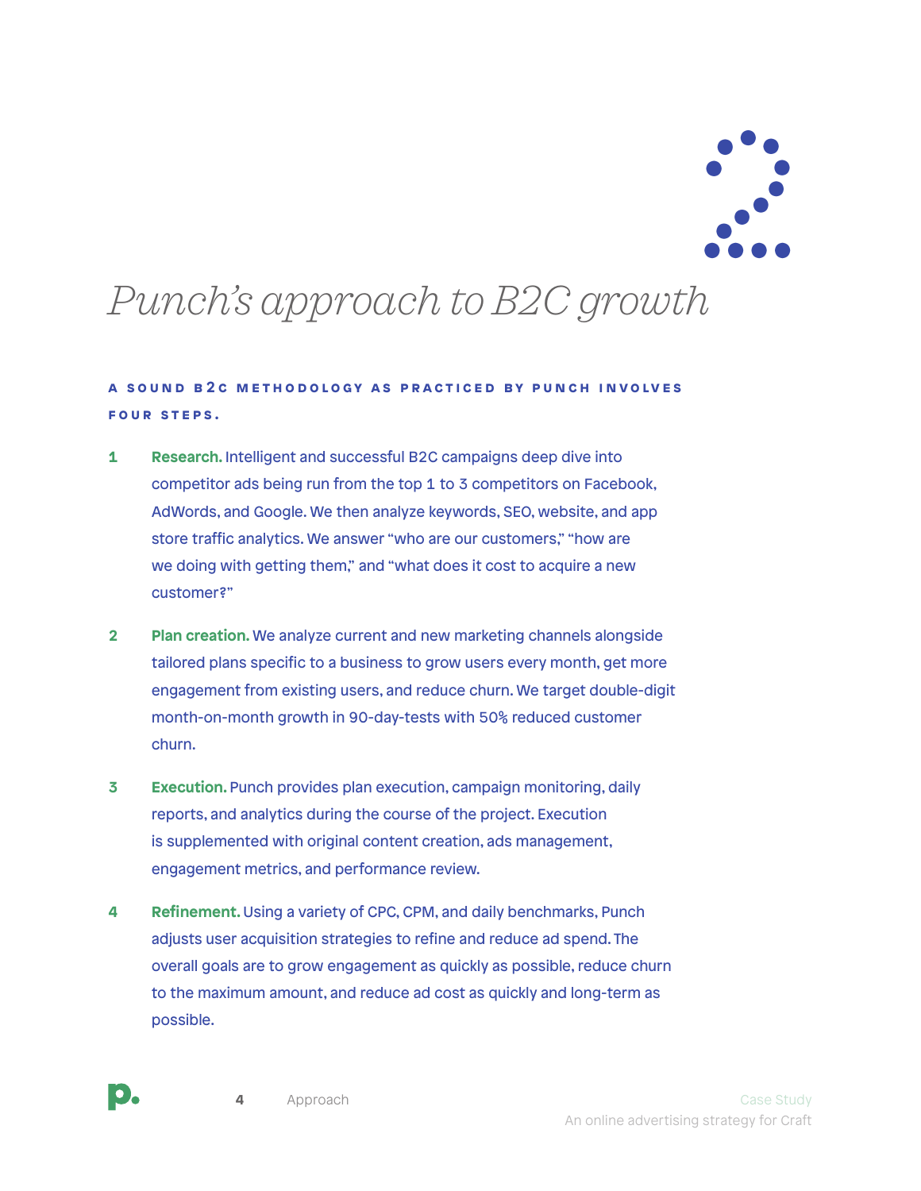# Punch's approach to B2C growth

**A SOUND B2C METHODOLOGY AS PRACTICED BY PUNCH INVOLVES FOUR STEPS.**

1. **Research.** Intelligent and successful B2C campaigns deep dive into competitor ads being run from the top 1 to 3 competitors on Facebook, AdWords, and Google. We then analyze keywords, SEO, website, and app store traffic analytics. We answer "who are our customers," "how are we doing with getting them," and "what does it cost to acquire a new customer?"

2. **Plan creation.** We analyze current and new marketing channels alongside tailored plans specific to a business to grow users every month, get more engagement from existing users, and reduce churn. We target double-digit month-on-month growth in 90-day-tests with 50% reduced customer churn.

3. **Execution.** Punch provides plan execution, campaign monitoring, daily reports, and analytics during the course of the project. Execution is supplemented with original content creation, ads management, engagement metrics, and performance review.

4. **Refinement.** Using a variety of CPC, CPM, and daily benchmarks, Punch adjusts user acquisition strategies to refine and reduce ad spend. The overall goals are to grow engagement as quickly as possible, reduce churn to the maximum amount, and reduce ad cost as quickly and long-term as possible.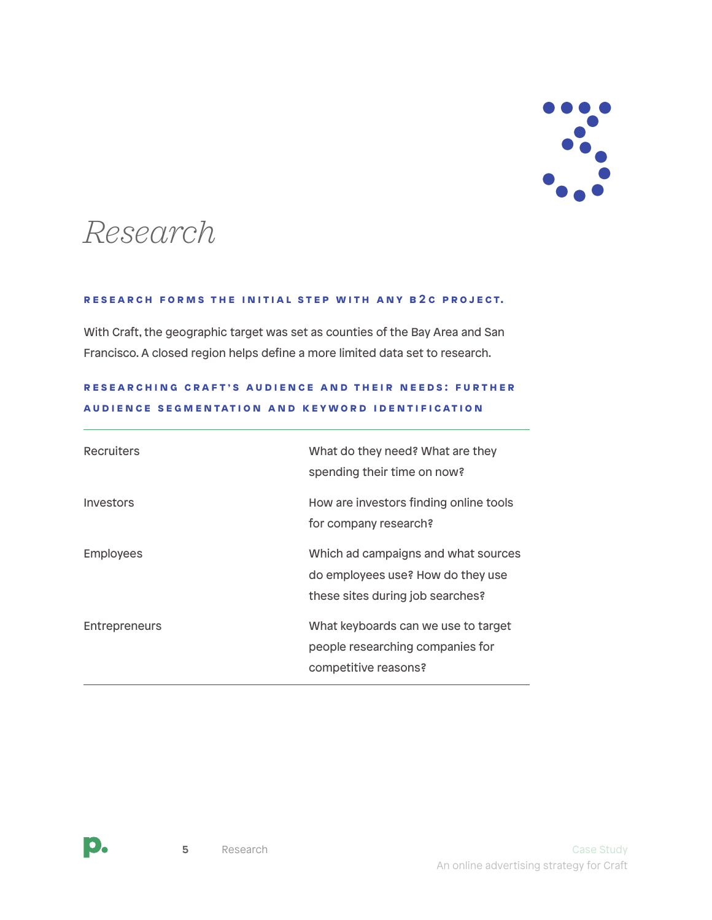# Research

**RESEARCH FORMS THE INITIAL STEP WITH ANY B2C PROJECT.**

With Craft, the geographic target was set as counties of the Bay Area and San Francisco. A closed region helps define a more limited data set to research.

**RESEARCHING CRAFT'S AUDIENCE AND THEIR NEEDS: FURTHER AUDIENCE SEGMENTATION AND KEYWORD IDENTIFICATION**

| | |
|---|---|
| Recruiters | What do they need? What are they spending their time on now? |
| Investors | How are investors finding online tools for company research? |
| Employees | Which ad campaigns and what sources do employees use? How do they use these sites during job searches? |
| Entrepreneurs | What keyboards can we use to target people researching companies for competitive reasons? |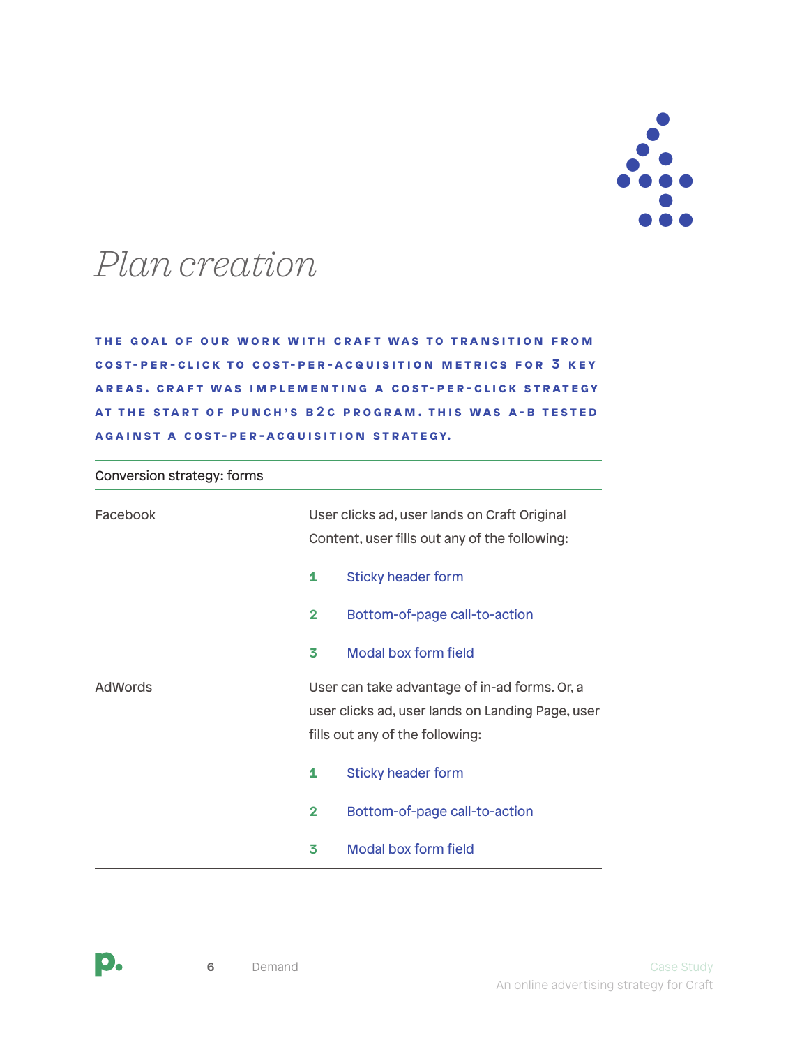# *Plan creation*

**THE GOAL OF OUR WORK WITH CRAFT WAS TO TRANSITION FROM COST-PER-CLICK TO COST-PER-ACQUISITION METRICS FOR 3 KEY AREAS. CRAFT WAS IMPLEMENTING A COST-PER-CLICK STRATEGY AT THE START OF PUNCH'S B2C PROGRAM. THIS WAS A-B TESTED AGAINST A COST-PER-ACQUISITION STRATEGY.**

| Conversion strategy: forms | |
|---|---|
| Facebook | User clicks ad, user lands on Craft Original Content, user fills out any of the following:<br>1 Sticky header form<br>2 Bottom-of-page call-to-action<br>3 Modal box form field |
| AdWords | User can take advantage of in-ad forms. Or, a user clicks ad, user lands on Landing Page, user fills out any of the following:<br>1 Sticky header form<br>2 Bottom-of-page call-to-action<br>3 Modal box form field |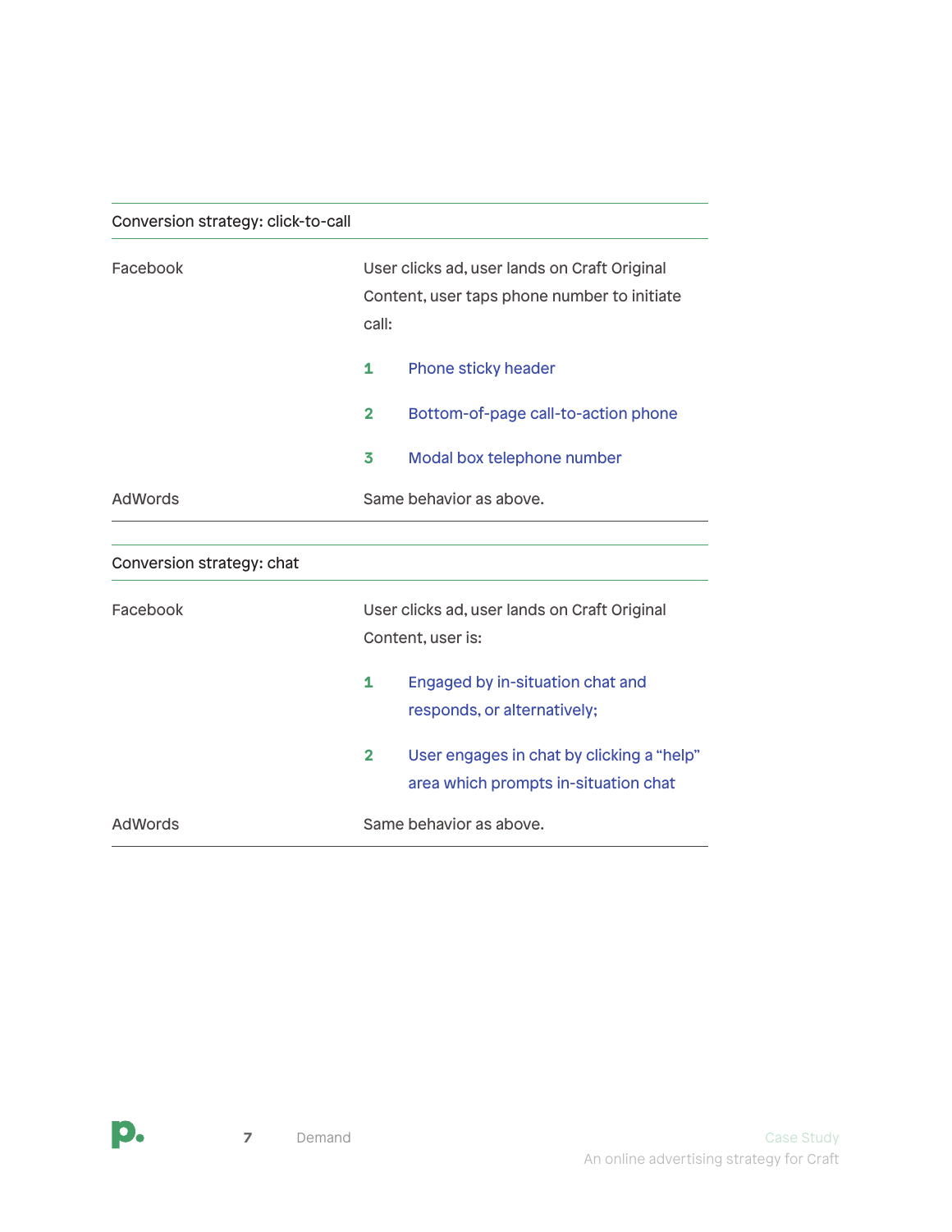### Conversion strategy: click-to-call

**Facebook**

User clicks ad, user lands on Craft Original Content, user taps phone number to initiate call:

1. Phone sticky header
2. Bottom-of-page call-to-action phone
3. Modal box telephone number

**AdWords**

Same behavior as above.

### Conversion strategy: chat

**Facebook**

User clicks ad, user lands on Craft Original Content, user is:

1. Engaged by in-situation chat and responds, or alternatively;
2. User engages in chat by clicking a “help” area which prompts in-situation chat

**AdWords**

Same behavior as above.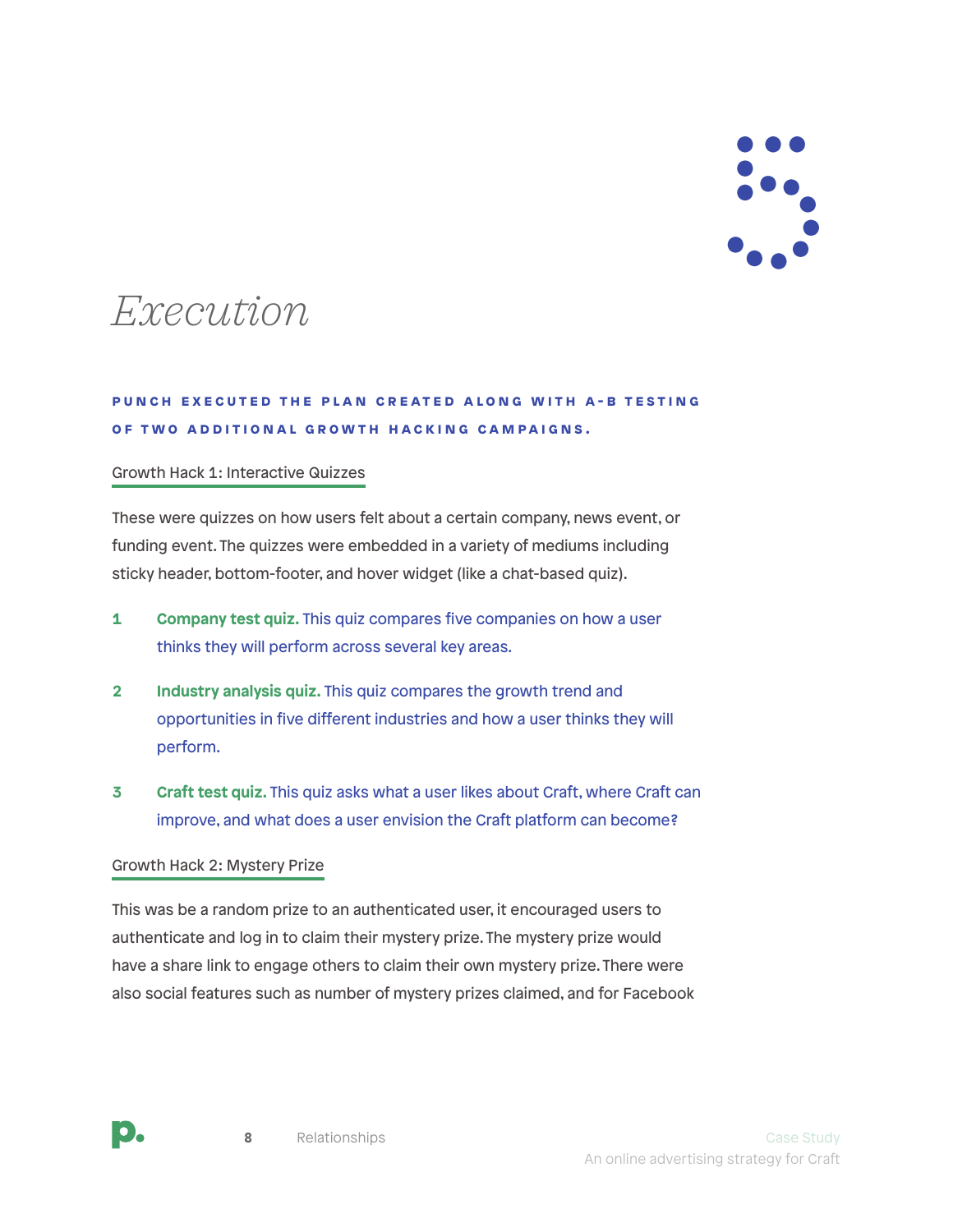# Execution

**PUNCH EXECUTED THE PLAN CREATED ALONG WITH A-B TESTING OF TWO ADDITIONAL GROWTH HACKING CAMPAIGNS.**

## Growth Hack 1: Interactive Quizzes

These were quizzes on how users felt about a certain company, news event, or funding event. The quizzes were embedded in a variety of mediums including sticky header, bottom-footer, and hover widget (like a chat-based quiz).

1. **Company test quiz.** This quiz compares five companies on how a user thinks they will perform across several key areas.
2. **Industry analysis quiz.** This quiz compares the growth trend and opportunities in five different industries and how a user thinks they will perform.
3. **Craft test quiz.** This quiz asks what a user likes about Craft, where Craft can improve, and what does a user envision the Craft platform can become?

## Growth Hack 2: Mystery Prize

This was be a random prize to an authenticated user, it encouraged users to authenticate and log in to claim their mystery prize. The mystery prize would have a share link to engage others to claim their own mystery prize. There were also social features such as number of mystery prizes claimed, and for Facebook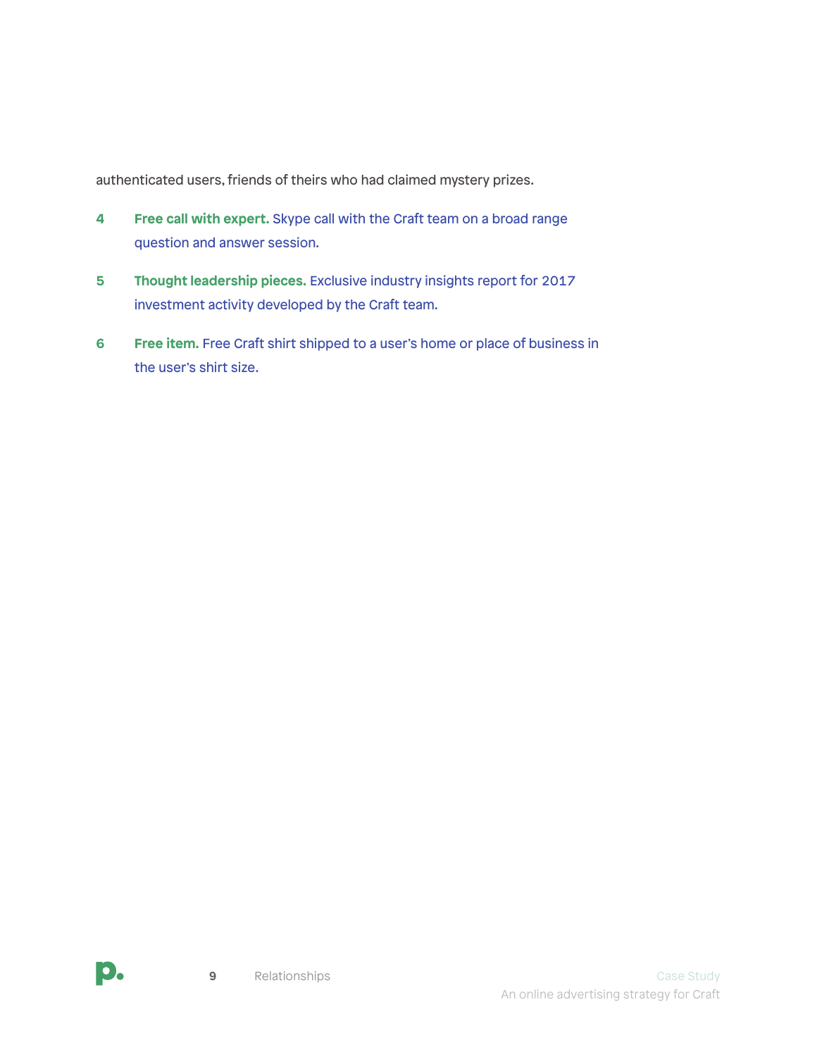authenticated users, friends of theirs who had claimed mystery prizes.

4. **Free call with expert.** Skype call with the Craft team on a broad range question and answer session.

5. **Thought leadership pieces.** Exclusive industry insights report for 2017 investment activity developed by the Craft team.

6. **Free item.** Free Craft shirt shipped to a user's home or place of business in the user's shirt size.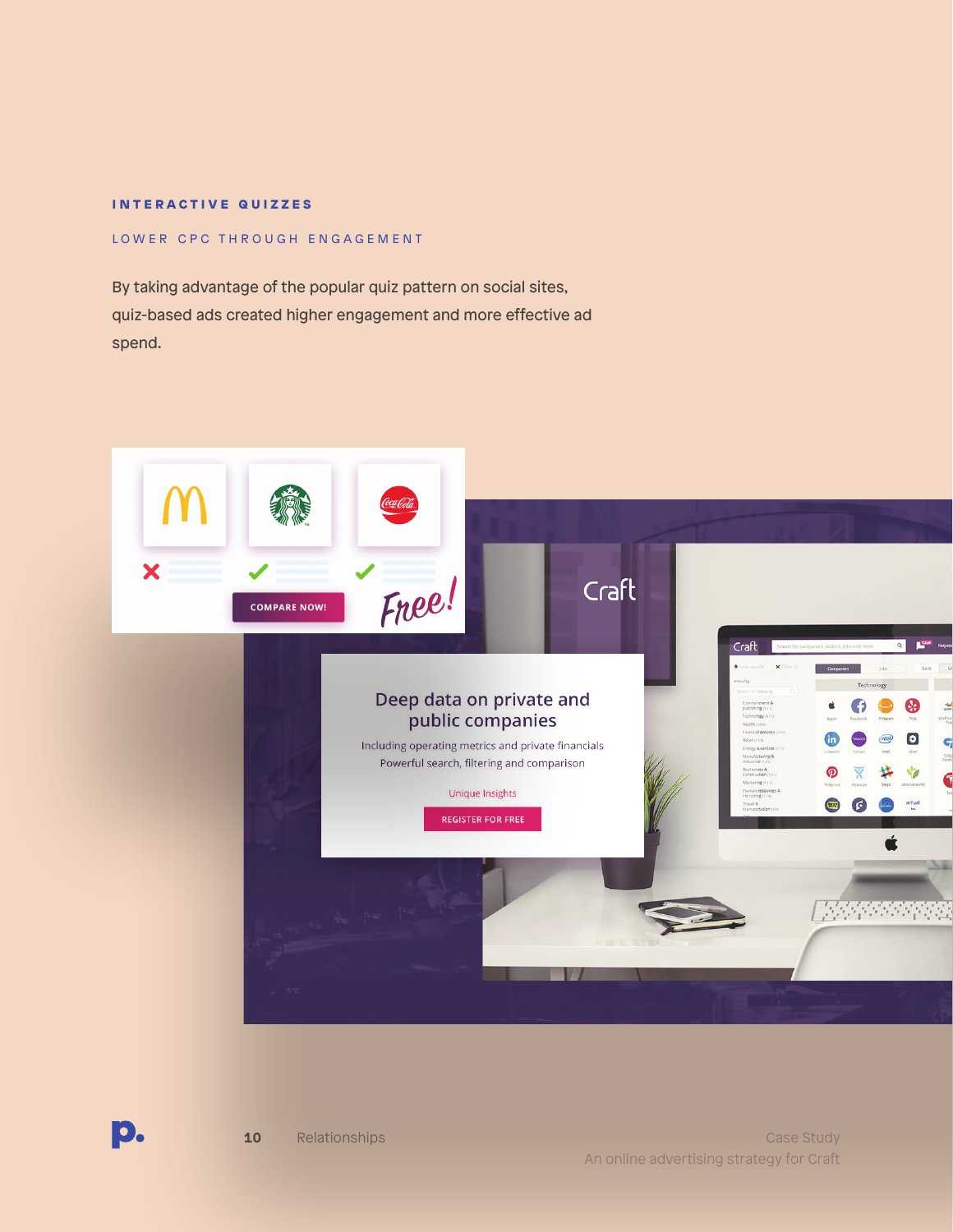## INTERACTIVE QUIZZES

### LOWER CPC THROUGH ENGAGEMENT

By taking advantage of the popular quiz pattern on social sites, quiz-based ads created higher engagement and more effective ad spend.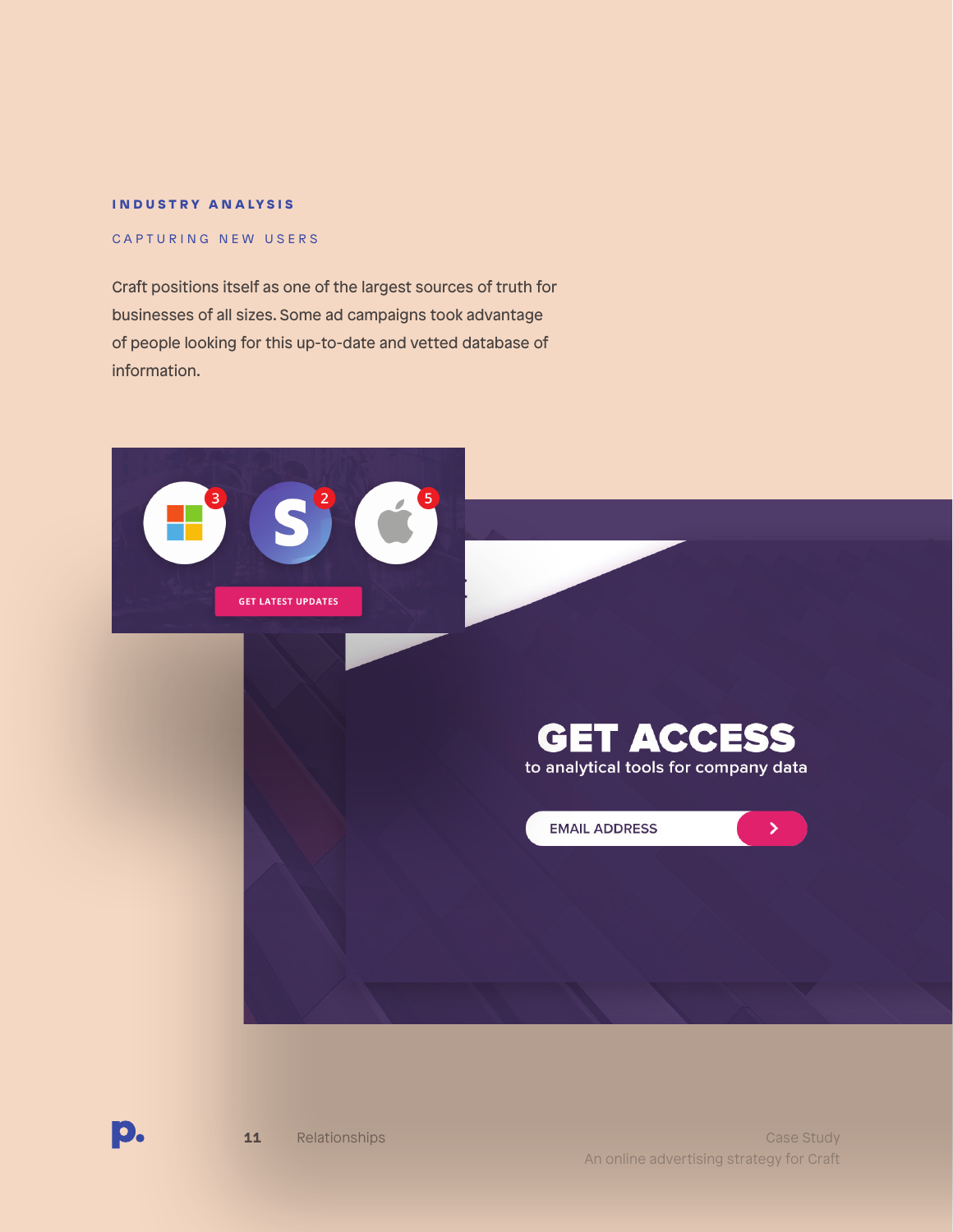### INDUSTRY ANALYSIS

#### CAPTURING NEW USERS

Craft positions itself as one of the largest sources of truth for businesses of all sizes. Some ad campaigns took advantage of people looking for this up-to-date and vetted database of information.

GET LATEST UPDATES

GET ACCESS

to analytical tools for company data

EMAIL ADDRESS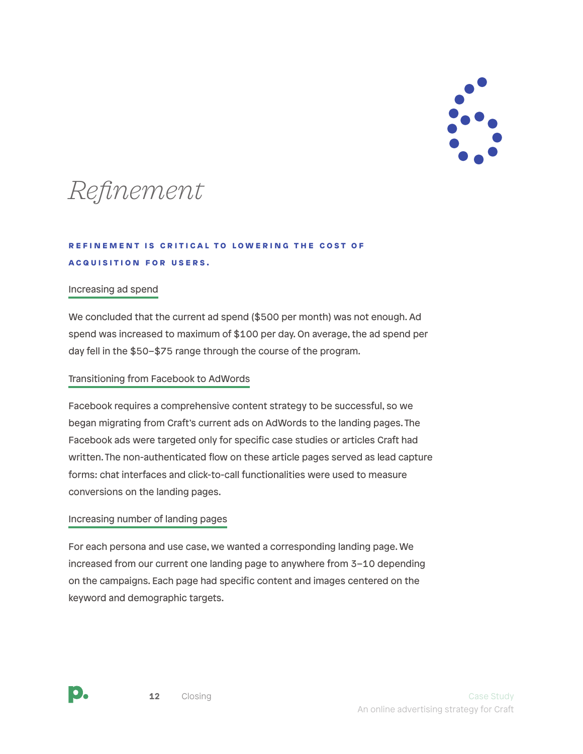# *Refinement*

**REFINEMENT IS CRITICAL TO LOWERING THE COST OF ACQUISITION FOR USERS.**

### Increasing ad spend

We concluded that the current ad spend ($500 per month) was not enough. Ad spend was increased to maximum of $100 per day. On average, the ad spend per day fell in the $50–$75 range through the course of the program.

### Transitioning from Facebook to AdWords

Facebook requires a comprehensive content strategy to be successful, so we began migrating from Craft's current ads on AdWords to the landing pages. The Facebook ads were targeted only for specific case studies or articles Craft had written. The non-authenticated flow on these article pages served as lead capture forms: chat interfaces and click-to-call functionalities were used to measure conversions on the landing pages.

### Increasing number of landing pages

For each persona and use case, we wanted a corresponding landing page. We increased from our current one landing page to anywhere from 3–10 depending on the campaigns. Each page had specific content and images centered on the keyword and demographic targets.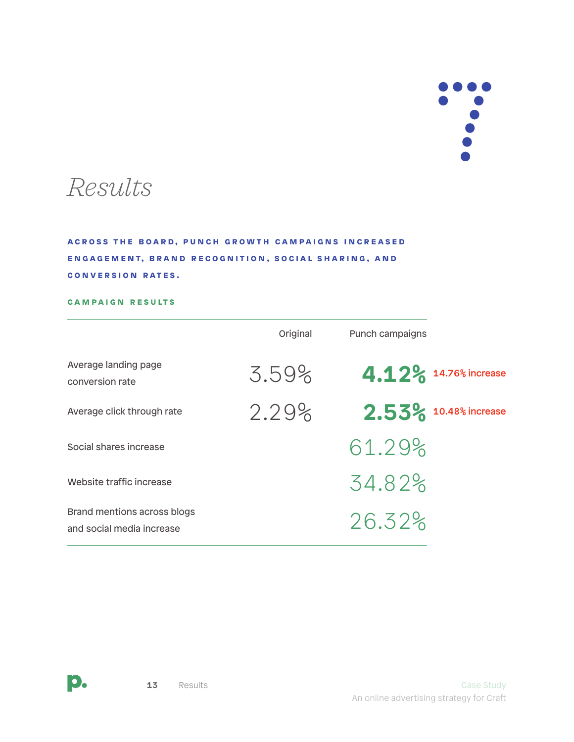7

# Results

**ACROSS THE BOARD, PUNCH GROWTH CAMPAIGNS INCREASED ENGAGEMENT, BRAND RECOGNITION, SOCIAL SHARING, AND CONVERSION RATES.**

**CAMPAIGN RESULTS**

| | Original | Punch campaigns | |
|---|---|---|---|
| Average landing page conversion rate | 3.59% | **4.12%** | 14.76% increase |
| Average click through rate | 2.29% | **2.53%** | 10.48% increase |
| Social shares increase | | 61.29% | |
| Website traffic increase | | 34.82% | |
| Brand mentions across blogs and social media increase | | 26.32% | |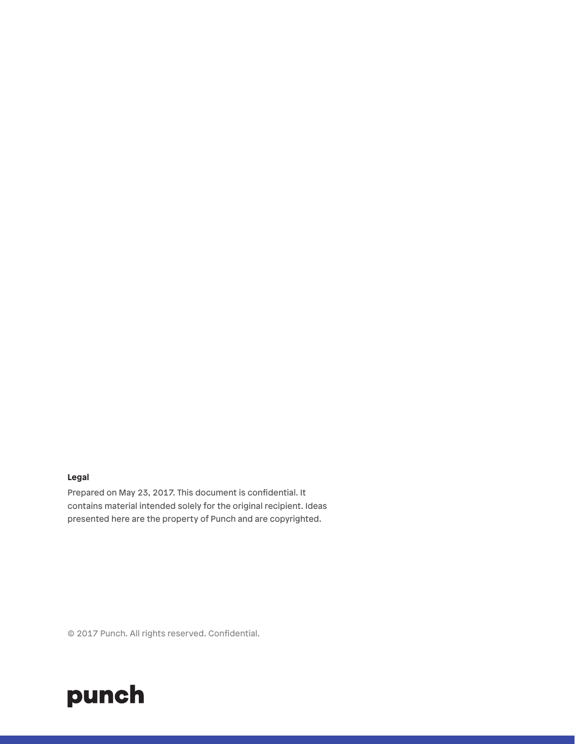**Legal**

Prepared on May 23, 2017. This document is confidential. It contains material intended solely for the original recipient. Ideas presented here are the property of Punch and are copyrighted.

© 2017 Punch. All rights reserved. Confidential.

punch